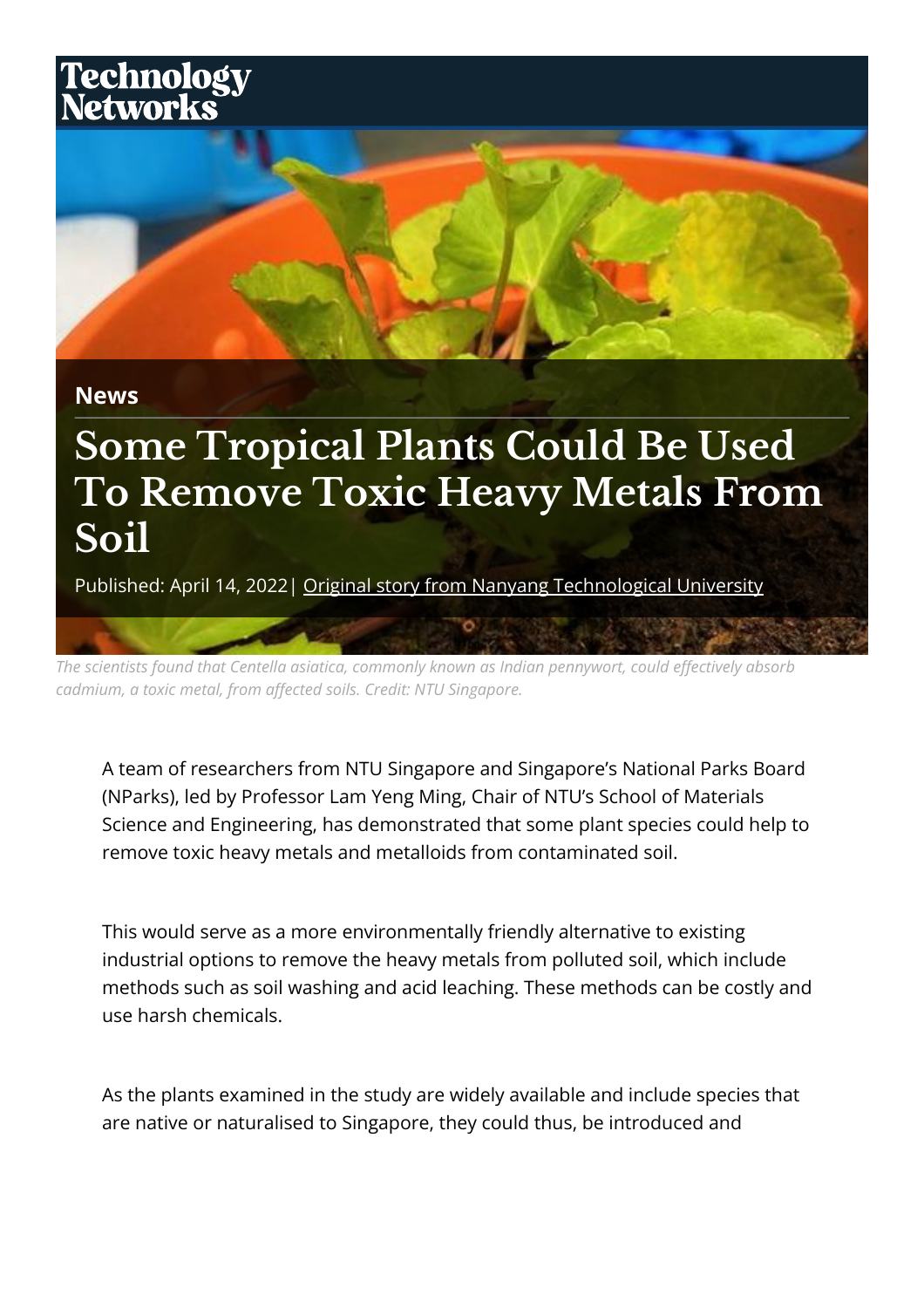Technology Networks

News

# Some Tropical Plants Could Be Used To Remove Toxic Heavy Metals From Soil

Published: April 14, 2022| Original story from Nanyang Technological University

*The scientists found that Centella asiatica, commonly known as Indian pennywort, could effectively absorb cadmium, a toxic metal, from affected soils. Credit: NTU Singapore.*

A team of researchers from NTU Singapore and Singapore's National Parks Board (NParks), led by Professor Lam Yeng Ming, Chair of NTU's School of Materials Science and Engineering, has demonstrated that some plant species could help to remove toxic heavy metals and metalloids from contaminated soil.

This would serve as a more environmentally friendly alternative to existing industrial options to remove the heavy metals from polluted soil, which include methods such as soil washing and acid leaching. These methods can be costly and use harsh chemicals.

As the plants examined in the study are widely available and include species that are native or naturalised to Singapore, they could thus, be introduced and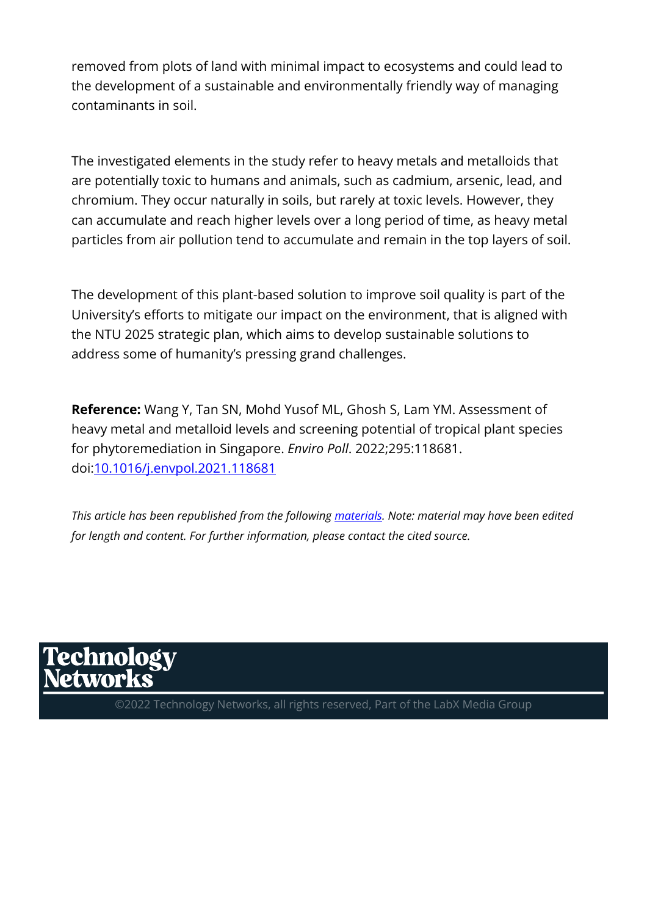removed from plots of land with minimal impact to ecosystems and could lead to the development of a sustainable and environmentally friendly way of managing contaminants in soil.

The investigated elements in the study refer to heavy metals and metalloids that are potentially toxic to humans and animals, such as cadmium, arsenic, lead, and chromium. They occur naturally in soils, but rarely at toxic levels. However, they can accumulate and reach higher levels over a long period of time, as heavy metal particles from air pollution tend to accumulate and remain in the top layers of soil.

The development of this plant-based solution to improve soil quality is part of the University's efforts to mitigate our impact on the environment, that is aligned with the NTU 2025 strategic plan, which aims to develop sustainable solutions to address some of humanity's pressing grand challenges.

**Reference:** Wang Y, Tan SN, Mohd Yusof ML, Ghosh S, Lam YM. Assessment of heavy metal and metalloid levels and screening potential of tropical plant species for phytoremediation in Singapore. *Enviro Poll*. 2022;295:118681. doi:10.1016/j.envpol.2021.118681

*This article has been republished from the following materials. Note: material may have been edited for length and content. For further information, please contact the cited source.*

Technology Networks

©2022 Technology Networks, all rights reserved, Part of the LabX Media Group